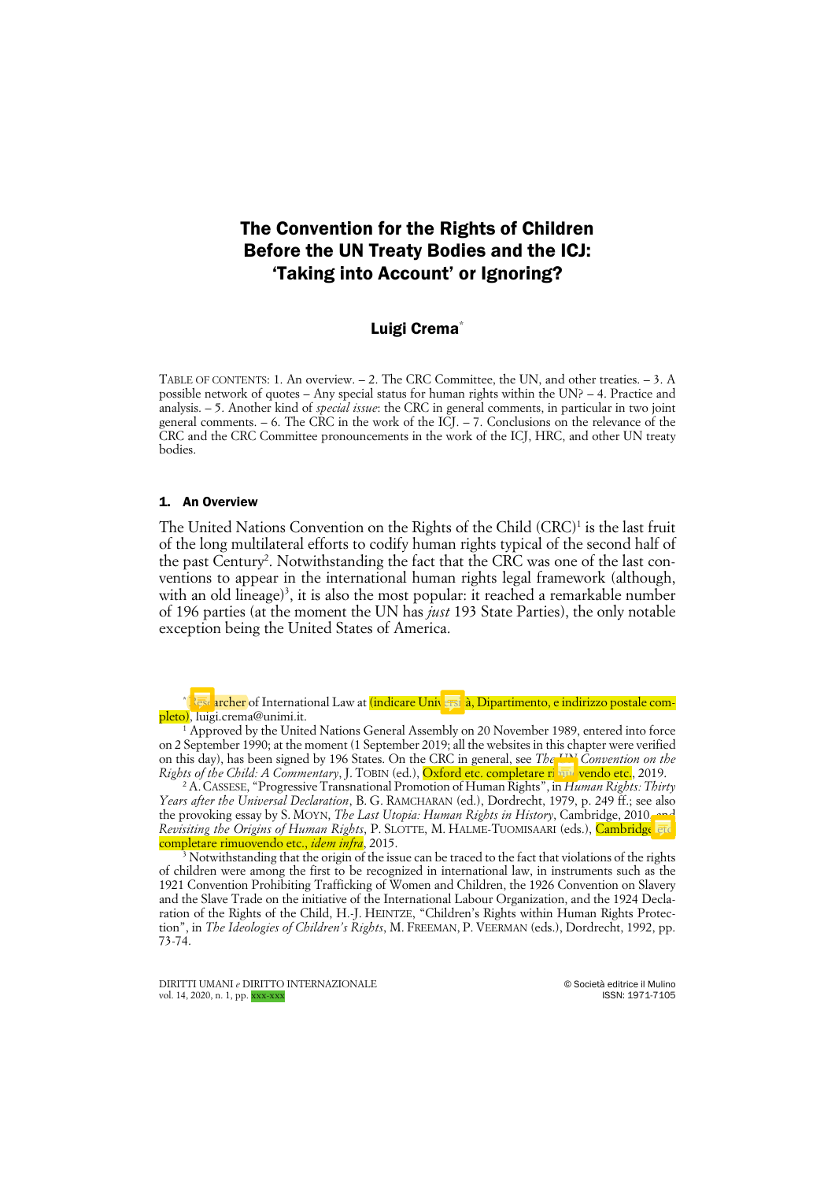# The Convention for the Rights of Children Before the UN Treaty Bodies and the ICJ: 'Taking into Account' or Ignoring?

## Luigi Crema*

TABLE OF CONTENTS: 1. An overview. – 2. The CRC Committee, the UN, and other treaties. – 3. A possible network of quotes – Any special status for human rights within the UN? – 4. Practice and analysis. – 5. Another kind of *special issue*: the CRC in general comments, in particular in two joint general comments. – 6. The CRC in the work of the ICJ. – 7. Conclusions on the relevance of the CRC and the CRC Committee pronouncements in the work of the ICJ, HRC, and other UN treaty bodies.

### 1. An Overview

The United Nations Convention on the Rights of the Child (CRC)[1] is the last fruit of the long multilateral efforts to codify human rights typical of the second half of the past Century[2]. Notwithstanding the fact that the CRC was one of the last conventions to appear in the international human rights legal framework (although, with an old lineage)[3], it is also the most popular: it reached a remarkable number of 196 parties (at the moment the UN has *just* 193 State Parties), the only notable exception being the United States of America.

---

* Researcher of International Law at (indicare Università, Dipartimento, e indirizzo postale completo), luigi.crema@unimi.it.

[1] Approved by the United Nations General Assembly on 20 November 1989, entered into force on 2 September 1990; at the moment (1 September 2019; all the websites in this chapter were verified on this day), has been signed by 196 States. On the CRC in general, see *The UN Convention on the Rights of the Child: A Commentary*, J. TOBIN (ed.), Oxford etc. completare rimuovendo etc., 2019.

[2] A. CASSESE, "Progressive Transnational Promotion of Human Rights", in *Human Rights: Thirty Years after the Universal Declaration*, B. G. RAMCHARAN (ed.), Dordrecht, 1979, p. 249 ff.; see also the provoking essay by S. MOYN, *The Last Utopia: Human Rights in History*, Cambridge, 2010 and *Revisiting the Origins of Human Rights*, P. SLOTTE, M. HALME-TUOMISAARI (eds.), Cambridge etc. completare rimuovendo etc., *idem infra*, 2015.

[3] Notwithstanding that the origin of the issue can be traced to the fact that violations of the rights of children were among the first to be recognized in international law, in instruments such as the 1921 Convention Prohibiting Trafficking of Women and Children, the 1926 Convention on Slavery and the Slave Trade on the initiative of the International Labour Organization, and the 1924 Declaration of the Rights of the Child, H.-J. HEINTZE, "Children's Rights within Human Rights Protection", in *The Ideologies of Children's Rights*, M. FREEMAN, P. VEERMAN (eds.), Dordrecht, 1992, pp. 73-74.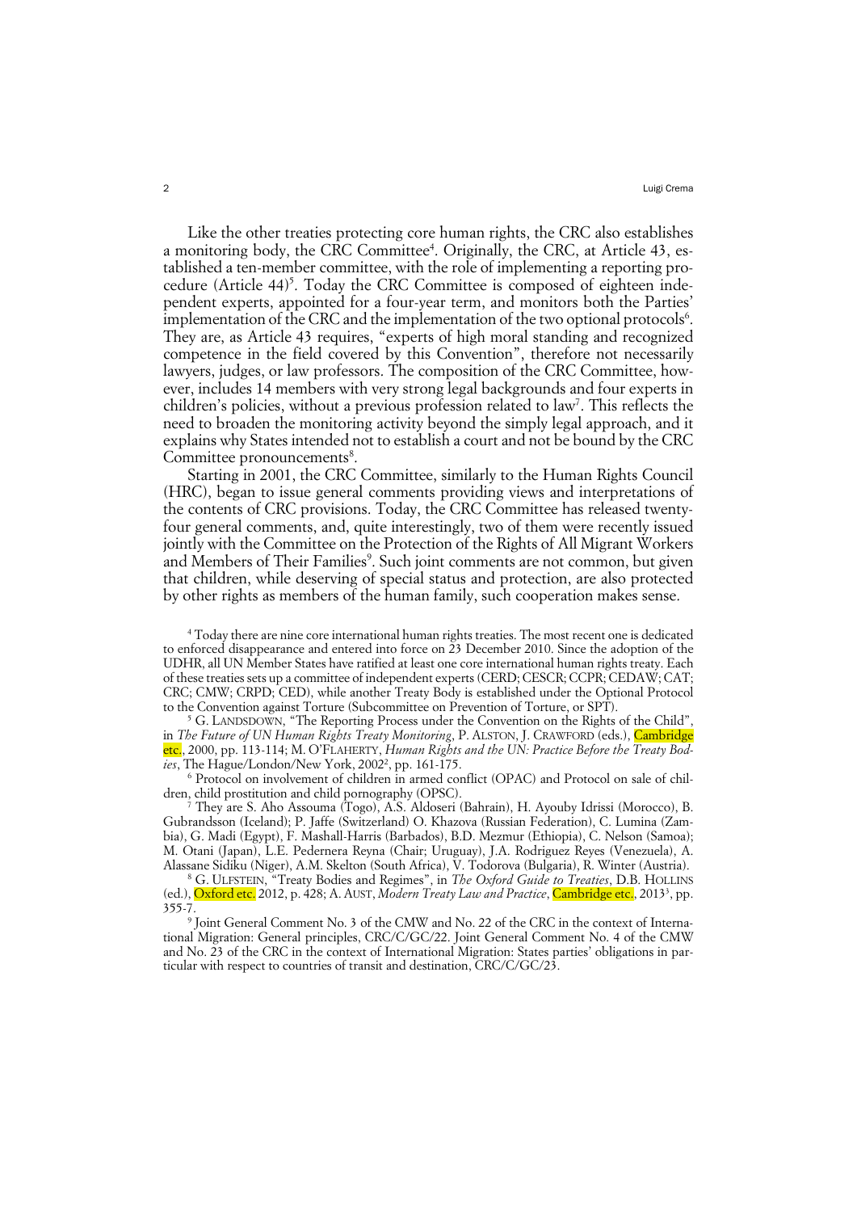Like the other treaties protecting core human rights, the CRC also establishes a monitoring body, the CRC Committee[4]. Originally, the CRC, at Article 43, established a ten-member committee, with the role of implementing a reporting procedure (Article 44)[5]. Today the CRC Committee is composed of eighteen independent experts, appointed for a four-year term, and monitors both the Parties' implementation of the CRC and the implementation of the two optional protocols[6]. They are, as Article 43 requires, "experts of high moral standing and recognized competence in the field covered by this Convention", therefore not necessarily lawyers, judges, or law professors. The composition of the CRC Committee, however, includes 14 members with very strong legal backgrounds and four experts in children's policies, without a previous profession related to law[7]. This reflects the need to broaden the monitoring activity beyond the simply legal approach, and it explains why States intended not to establish a court and not be bound by the CRC Committee pronouncements[8].

Starting in 2001, the CRC Committee, similarly to the Human Rights Council (HRC), began to issue general comments providing views and interpretations of the contents of CRC provisions. Today, the CRC Committee has released twenty-four general comments, and, quite interestingly, two of them were recently issued jointly with the Committee on the Protection of the Rights of All Migrant Workers and Members of Their Families[9]. Such joint comments are not common, but given that children, while deserving of special status and protection, are also protected by other rights as members of the human family, such cooperation makes sense.

[4] Today there are nine core international human rights treaties. The most recent one is dedicated to enforced disappearance and entered into force on 23 December 2010. Since the adoption of the UDHR, all UN Member States have ratified at least one core international human rights treaty. Each of these treaties sets up a committee of independent experts (CERD; CESCR; CCPR; CEDAW; CAT; CRC; CMW; CRPD; CED), while another Treaty Body is established under the Optional Protocol to the Convention against Torture (Subcommittee on Prevention of Torture, or SPT).

[5] G. LANDSDOWN, "The Reporting Process under the Convention on the Rights of the Child", in *The Future of UN Human Rights Treaty Monitoring*, P. ALSTON, J. CRAWFORD (eds.), Cambridge etc., 2000, pp. 113-114; M. O'FLAHERTY, *Human Rights and the UN: Practice Before the Treaty Bodies*, The Hague/London/New York, 2002[2], pp. 161-175.

[6] Protocol on involvement of children in armed conflict (OPAC) and Protocol on sale of children, child prostitution and child pornography (OPSC).

[7] They are S. Aho Assouma (Togo), A.S. Aldoseri (Bahrain), H. Ayouby Idrissi (Morocco), B. Gubrandsson (Iceland); P. Jaffe (Switzerland) O. Khazova (Russian Federation), C. Lumina (Zambia), G. Madi (Egypt), F. Mashall-Harris (Barbados), B.D. Mezmur (Ethiopia), C. Nelson (Samoa); M. Otani (Japan), L.E. Pedernera Reyna (Chair; Uruguay), J.A. Rodriguez Reyes (Venezuela), A. Alassane Sidiku (Niger), A.M. Skelton (South Africa), V. Todorova (Bulgaria), R. Winter (Austria).

[8] G. ULFSTEIN, "Treaty Bodies and Regimes", in *The Oxford Guide to Treaties*, D.B. HOLLINS (ed.), Oxford etc. 2012, p. 428; A. AUST, *Modern Treaty Law and Practice*, Cambridge etc., 2013[3], pp. 355-7.

[9] Joint General Comment No. 3 of the CMW and No. 22 of the CRC in the context of International Migration: General principles, CRC/C/GC/22. Joint General Comment No. 4 of the CMW and No. 23 of the CRC in the context of International Migration: States parties' obligations in particular with respect to countries of transit and destination, CRC/C/GC/23.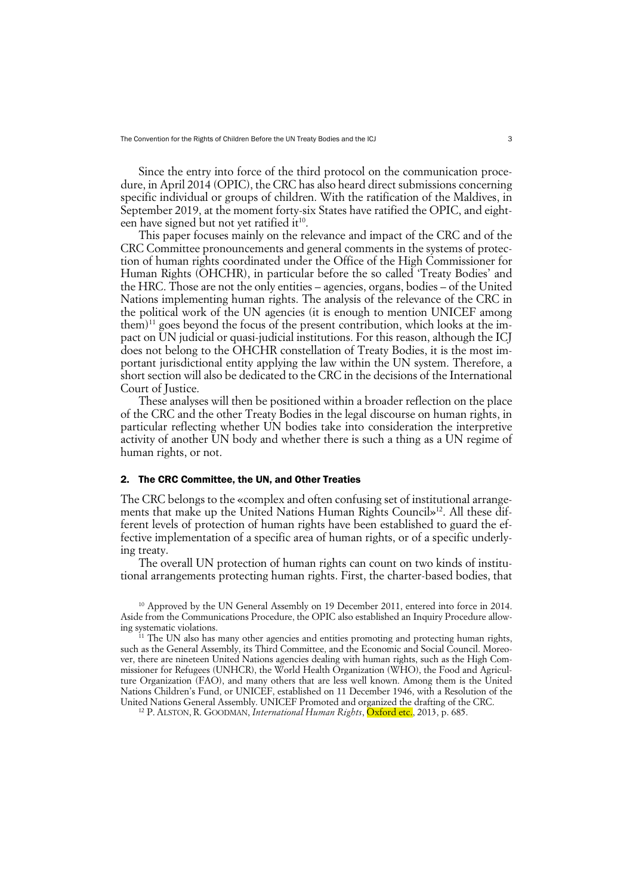Since the entry into force of the third protocol on the communication procedure, in April 2014 (OPIC), the CRC has also heard direct submissions concerning specific individual or groups of children. With the ratification of the Maldives, in September 2019, at the moment forty-six States have ratified the OPIC, and eighteen have signed but not yet ratified it[10].

This paper focuses mainly on the relevance and impact of the CRC and of the CRC Committee pronouncements and general comments in the systems of protection of human rights coordinated under the Office of the High Commissioner for Human Rights (OHCHR), in particular before the so called 'Treaty Bodies' and the HRC. Those are not the only entities – agencies, organs, bodies – of the United Nations implementing human rights. The analysis of the relevance of the CRC in the political work of the UN agencies (it is enough to mention UNICEF among them)[11] goes beyond the focus of the present contribution, which looks at the impact on UN judicial or quasi-judicial institutions. For this reason, although the ICJ does not belong to the OHCHR constellation of Treaty Bodies, it is the most important jurisdictional entity applying the law within the UN system. Therefore, a short section will also be dedicated to the CRC in the decisions of the International Court of Justice.

These analyses will then be positioned within a broader reflection on the place of the CRC and the other Treaty Bodies in the legal discourse on human rights, in particular reflecting whether UN bodies take into consideration the interpretive activity of another UN body and whether there is such a thing as a UN regime of human rights, or not.

## 2. The CRC Committee, the UN, and Other Treaties

The CRC belongs to the «complex and often confusing set of institutional arrangements that make up the United Nations Human Rights Council»[12]. All these different levels of protection of human rights have been established to guard the effective implementation of a specific area of human rights, or of a specific underlying treaty.

The overall UN protection of human rights can count on two kinds of institutional arrangements protecting human rights. First, the charter-based bodies, that

---

[10] Approved by the UN General Assembly on 19 December 2011, entered into force in 2014. Aside from the Communications Procedure, the OPIC also established an Inquiry Procedure allowing systematic violations.

[11] The UN also has many other agencies and entities promoting and protecting human rights, such as the General Assembly, its Third Committee, and the Economic and Social Council. Moreover, there are nineteen United Nations agencies dealing with human rights, such as the High Commissioner for Refugees (UNHCR), the World Health Organization (WHO), the Food and Agriculture Organization (FAO), and many others that are less well known. Among them is the United Nations Children's Fund, or UNICEF, established on 11 December 1946, with a Resolution of the United Nations General Assembly. UNICEF Promoted and organized the drafting of the CRC.

[12] P. ALSTON, R. GOODMAN, *International Human Rights*, Oxford etc., 2013, p. 685.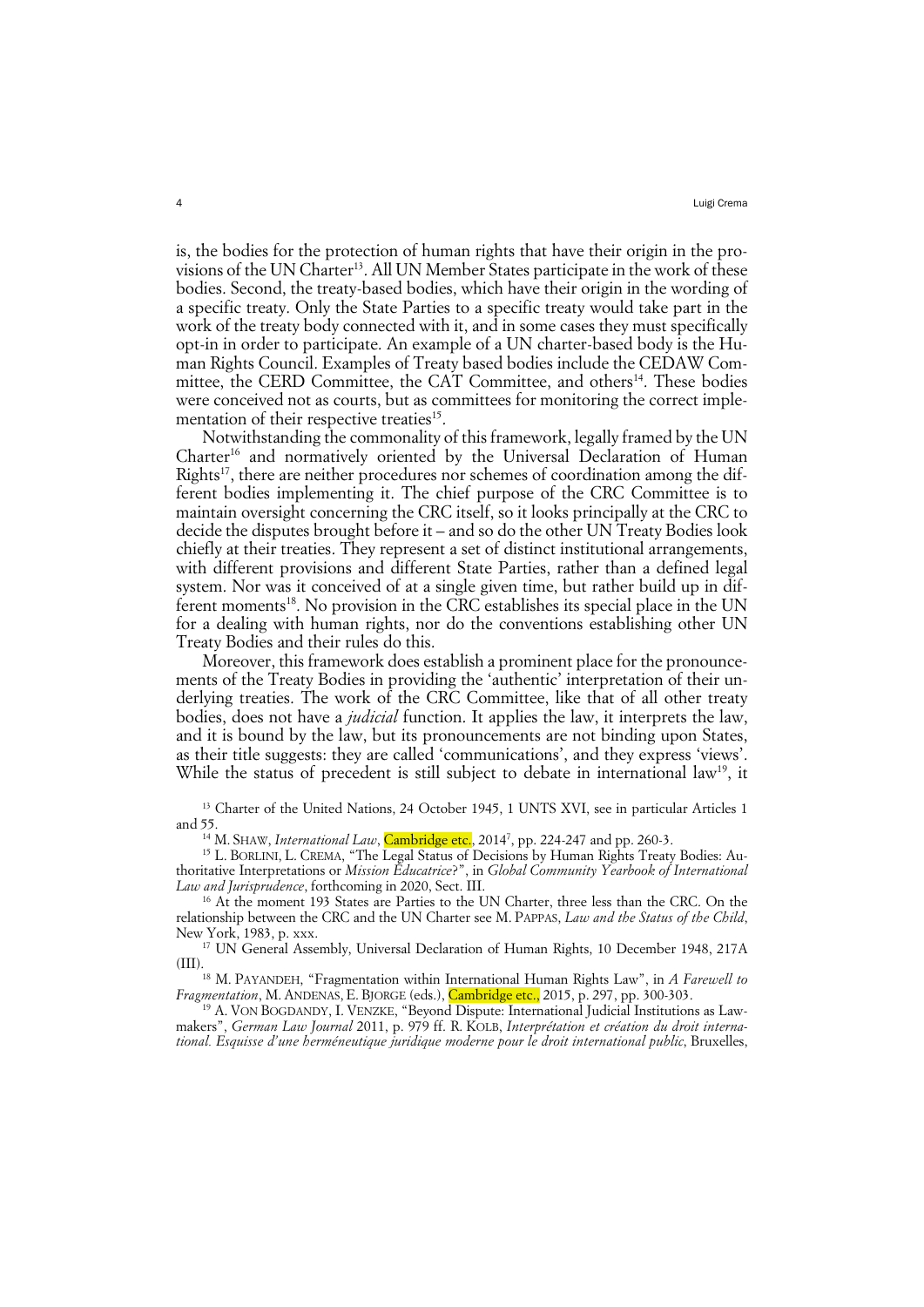is, the bodies for the protection of human rights that have their origin in the provisions of the UN Charter[13]. All UN Member States participate in the work of these bodies. Second, the treaty-based bodies, which have their origin in the wording of a specific treaty. Only the State Parties to a specific treaty would take part in the work of the treaty body connected with it, and in some cases they must specifically opt-in in order to participate. An example of a UN charter-based body is the Human Rights Council. Examples of Treaty based bodies include the CEDAW Committee, the CERD Committee, the CAT Committee, and others[14]. These bodies were conceived not as courts, but as committees for monitoring the correct implementation of their respective treaties[15].

Notwithstanding the commonality of this framework, legally framed by the UN Charter[16] and normatively oriented by the Universal Declaration of Human Rights[17], there are neither procedures nor schemes of coordination among the different bodies implementing it. The chief purpose of the CRC Committee is to maintain oversight concerning the CRC itself, so it looks principally at the CRC to decide the disputes brought before it – and so do the other UN Treaty Bodies look chiefly at their treaties. They represent a set of distinct institutional arrangements, with different provisions and different State Parties, rather than a defined legal system. Nor was it conceived of at a single given time, but rather build up in different moments[18]. No provision in the CRC establishes its special place in the UN for a dealing with human rights, nor do the conventions establishing other UN Treaty Bodies and their rules do this.

Moreover, this framework does establish a prominent place for the pronouncements of the Treaty Bodies in providing the 'authentic' interpretation of their underlying treaties. The work of the CRC Committee, like that of all other treaty bodies, does not have a *judicial* function. It applies the law, it interprets the law, and it is bound by the law, but its pronouncements are not binding upon States, as their title suggests: they are called 'communications', and they express 'views'. While the status of precedent is still subject to debate in international law[19], it

---

[13] Charter of the United Nations, 24 October 1945, 1 UNTS XVI, see in particular Articles 1 and 55.

[14] M. SHAW, *International Law*, Cambridge etc., 2014[7], pp. 224-247 and pp. 260-3.

[15] L. BORLINI, L. CREMA, "The Legal Status of Decisions by Human Rights Treaty Bodies: Authoritative Interpretations or *Mission Éducatrice*?", in *Global Community Yearbook of International Law and Jurisprudence*, forthcoming in 2020, Sect. III.

[16] At the moment 193 States are Parties to the UN Charter, three less than the CRC. On the relationship between the CRC and the UN Charter see M. PAPPAS, *Law and the Status of the Child*, New York, 1983, p. xxx.

[17] UN General Assembly, Universal Declaration of Human Rights, 10 December 1948, 217A (III).

[18] M. PAYANDEH, "Fragmentation within International Human Rights Law", in *A Farewell to Fragmentation*, M. ANDENAS, E. BJORGE (eds.), Cambridge etc., 2015, p. 297, pp. 300-303.

[19] A. VON BOGDANDY, I. VENZKE, "Beyond Dispute: International Judicial Institutions as Lawmakers", *German Law Journal* 2011, p. 979 ff. R. KOLB, *Interprétation et création du droit international. Esquisse d'une herméneutique juridique moderne pour le droit international public*, Bruxelles,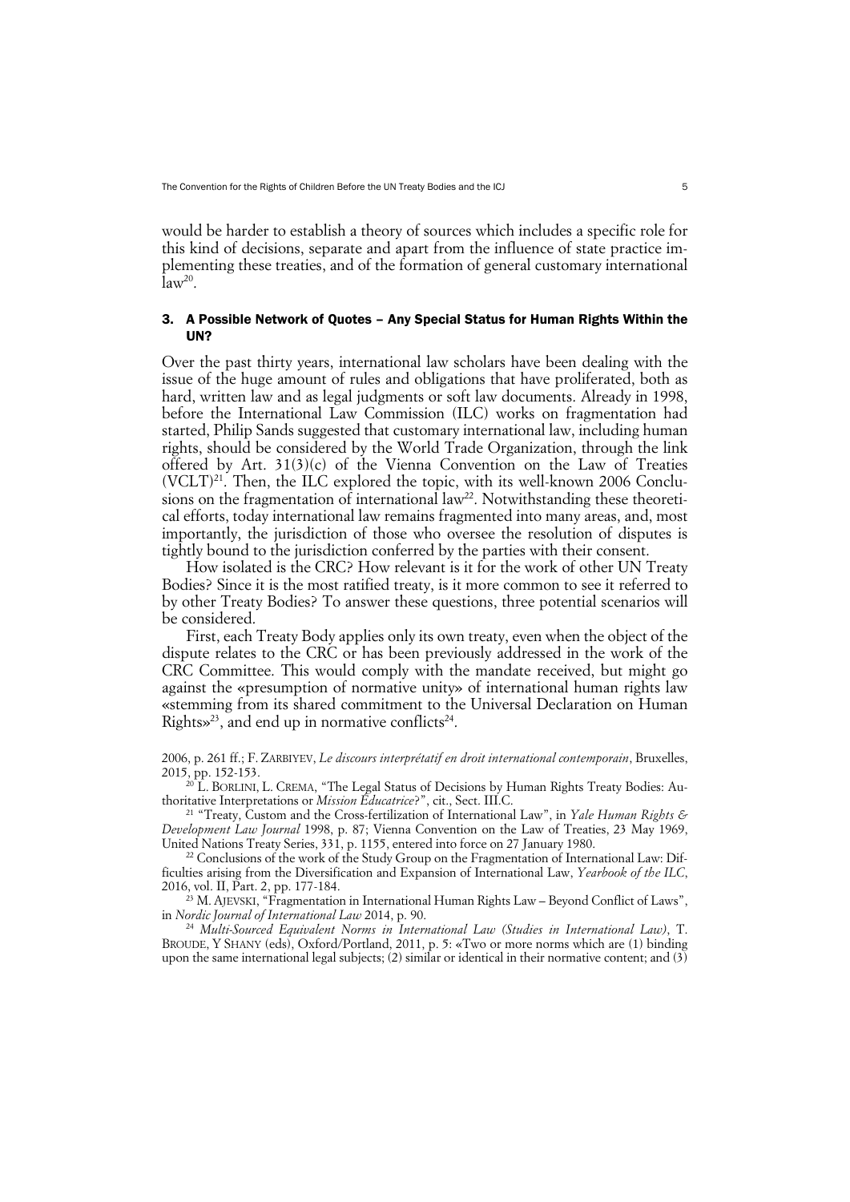would be harder to establish a theory of sources which includes a specific role for this kind of decisions, separate and apart from the influence of state practice implementing these treaties, and of the formation of general customary international law[20].

### 3. A Possible Network of Quotes – Any Special Status for Human Rights Within the UN?

Over the past thirty years, international law scholars have been dealing with the issue of the huge amount of rules and obligations that have proliferated, both as hard, written law and as legal judgments or soft law documents. Already in 1998, before the International Law Commission (ILC) works on fragmentation had started, Philip Sands suggested that customary international law, including human rights, should be considered by the World Trade Organization, through the link offered by Art. 31(3)(c) of the Vienna Convention on the Law of Treaties (VCLT)[21]. Then, the ILC explored the topic, with its well-known 2006 Conclusions on the fragmentation of international law[22]. Notwithstanding these theoretical efforts, today international law remains fragmented into many areas, and, most importantly, the jurisdiction of those who oversee the resolution of disputes is tightly bound to the jurisdiction conferred by the parties with their consent.

How isolated is the CRC? How relevant is it for the work of other UN Treaty Bodies? Since it is the most ratified treaty, is it more common to see it referred to by other Treaty Bodies? To answer these questions, three potential scenarios will be considered.

First, each Treaty Body applies only its own treaty, even when the object of the dispute relates to the CRC or has been previously addressed in the work of the CRC Committee. This would comply with the mandate received, but might go against the «presumption of normative unity» of international human rights law «stemming from its shared commitment to the Universal Declaration on Human Rights»[23], and end up in normative conflicts[24].

2006, p. 261 ff.; F. ZARBIYEV, *Le discours interprétatif en droit international contemporain*, Bruxelles, 2015, pp. 152-153.

[20] L. BORLINI, L. CREMA, "The Legal Status of Decisions by Human Rights Treaty Bodies: Authoritative Interpretations or *Mission Éducatrice?*", cit., Sect. III.C.

[21] "Treaty, Custom and the Cross-fertilization of International Law", in *Yale Human Rights & Development Law Journal* 1998, p. 87; Vienna Convention on the Law of Treaties, 23 May 1969, United Nations Treaty Series, 331, p. 1155, entered into force on 27 January 1980.

[22] Conclusions of the work of the Study Group on the Fragmentation of International Law: Difficulties arising from the Diversification and Expansion of International Law, *Yearbook of the ILC*, 2016, vol. II, Part. 2, pp. 177-184.

[23] M. AJEVSKI, "Fragmentation in International Human Rights Law – Beyond Conflict of Laws", in *Nordic Journal of International Law* 2014, p. 90.

[24] *Multi-Sourced Equivalent Norms in International Law (Studies in International Law)*, T. BROUDE, Y SHANY (eds), Oxford/Portland, 2011, p. 5: «Two or more norms which are (1) binding upon the same international legal subjects; (2) similar or identical in their normative content; and (3)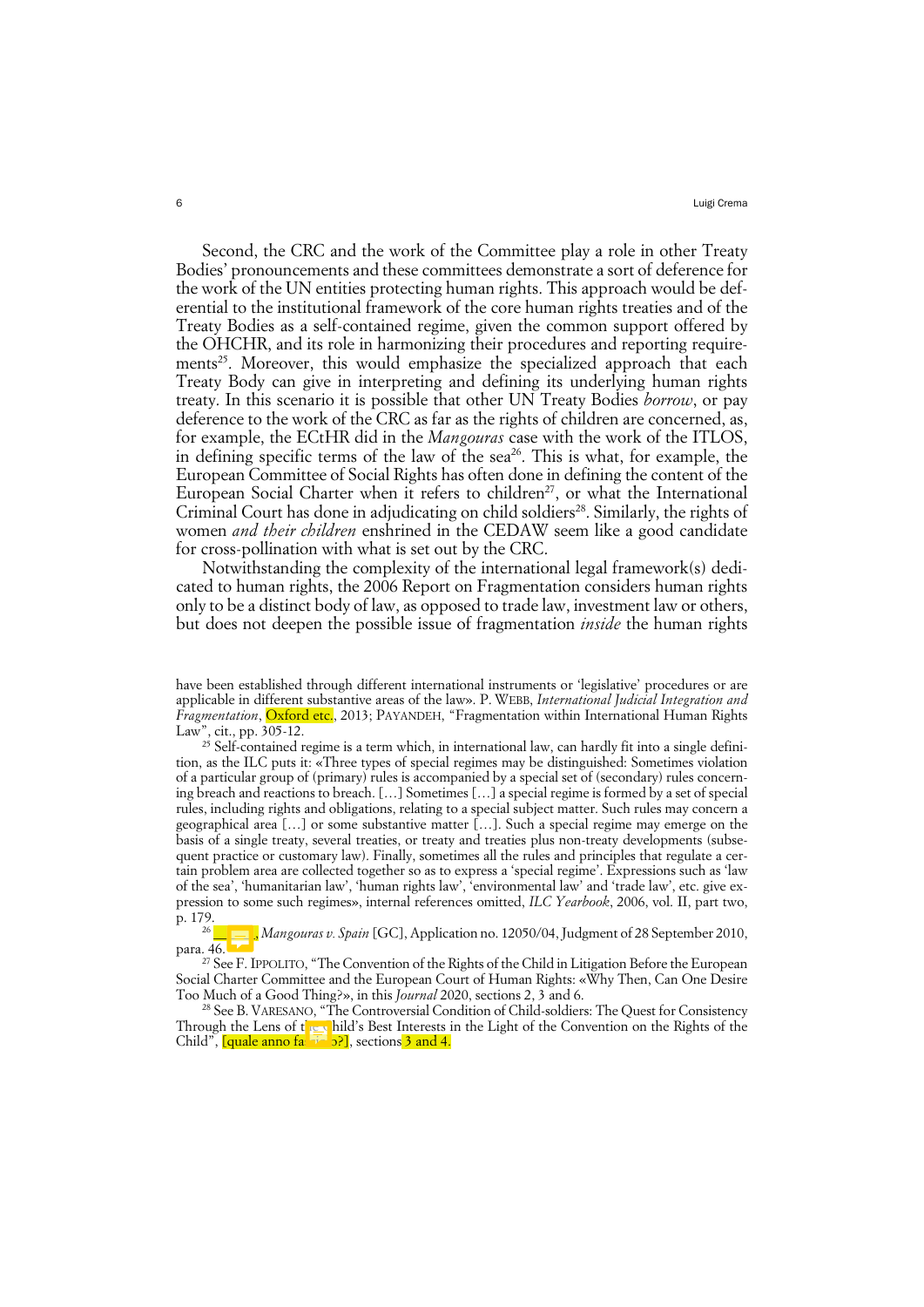Second, the CRC and the work of the Committee play a role in other Treaty Bodies' pronouncements and these committees demonstrate a sort of deference for the work of the UN entities protecting human rights. This approach would be deferential to the institutional framework of the core human rights treaties and of the Treaty Bodies as a self-contained regime, given the common support offered by the OHCHR, and its role in harmonizing their procedures and reporting requirements[25]. Moreover, this would emphasize the specialized approach that each Treaty Body can give in interpreting and defining its underlying human rights treaty. In this scenario it is possible that other UN Treaty Bodies *borrow*, or pay deference to the work of the CRC as far as the rights of children are concerned, as, for example, the ECtHR did in the *Mangouras* case with the work of the ITLOS, in defining specific terms of the law of the sea[26]. This is what, for example, the European Committee of Social Rights has often done in defining the content of the European Social Charter when it refers to children[27], or what the International Criminal Court has done in adjudicating on child soldiers[28]. Similarly, the rights of women *and their children* enshrined in the CEDAW seem like a good candidate for cross-pollination with what is set out by the CRC.

Notwithstanding the complexity of the international legal framework(s) dedicated to human rights, the 2006 Report on Fragmentation considers human rights only to be a distinct body of law, as opposed to trade law, investment law or others, but does not deepen the possible issue of fragmentation *inside* the human rights

---

have been established through different international instruments or 'legislative' procedures or are applicable in different substantive areas of the law». P. WEBB, *International Judicial Integration and Fragmentation*, Oxford etc., 2013; PAYANDEH, "Fragmentation within International Human Rights Law", cit., pp. 305-12.

[25] Self-contained regime is a term which, in international law, can hardly fit into a single definition, as the ILC puts it: «Three types of special regimes may be distinguished: Sometimes violation of a particular group of (primary) rules is accompanied by a special set of (secondary) rules concerning breach and reactions to breach. […] Sometimes […] a special regime is formed by a set of special rules, including rights and obligations, relating to a special subject matter. Such rules may concern a geographical area […] or some substantive matter […]. Such a special regime may emerge on the basis of a single treaty, several treaties, or treaty and treaties plus non-treaty developments (subsequent practice or customary law). Finally, sometimes all the rules and principles that regulate a certain problem area are collected together so as to express a 'special regime'. Expressions such as 'law of the sea', 'humanitarian law', 'human rights law', 'environmental law' and 'trade law', etc. give expression to some such regimes», internal references omitted, *ILC Yearbook*, 2006, vol. II, part two, p. 179.

[26] ___, *Mangouras v. Spain* [GC], Application no. 12050/04, Judgment of 28 September 2010, para. 46.

[27] See F. IPPOLITO, "The Convention of the Rights of the Child in Litigation Before the European Social Charter Committee and the European Court of Human Rights: «Why Then, Can One Desire Too Much of a Good Thing?»", in this *Journal* 2020, sections 2, 3 and 6.

[28] See B. VARESANO, "The Controversial Condition of Child-soldiers: The Quest for Consistency Through the Lens of the Child's Best Interests in the Light of the Convention on the Rights of the Child", [quale anno fa…?], sections 3 and 4.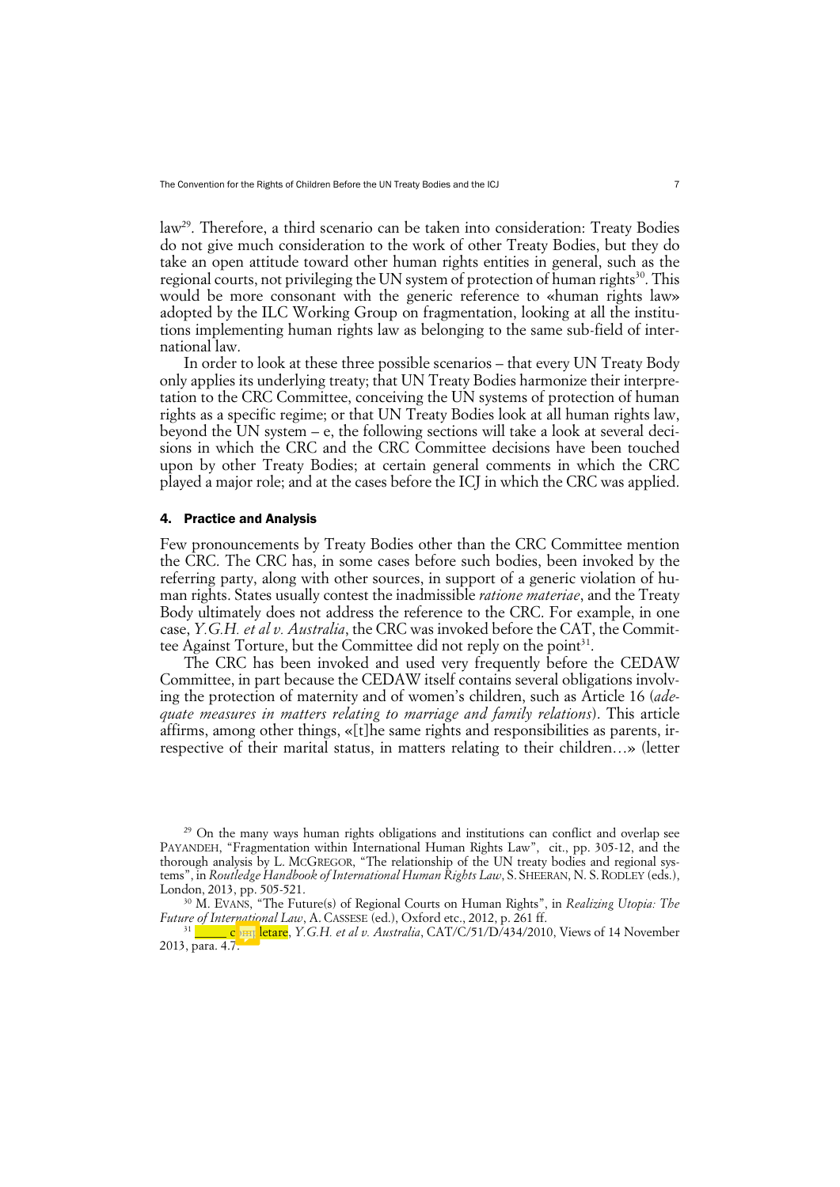law[29]. Therefore, a third scenario can be taken into consideration: Treaty Bodies do not give much consideration to the work of other Treaty Bodies, but they do take an open attitude toward other human rights entities in general, such as the regional courts, not privileging the UN system of protection of human rights[30]. This would be more consonant with the generic reference to «human rights law» adopted by the ILC Working Group on fragmentation, looking at all the institutions implementing human rights law as belonging to the same sub-field of international law.

In order to look at these three possible scenarios – that every UN Treaty Body only applies its underlying treaty; that UN Treaty Bodies harmonize their interpretation to the CRC Committee, conceiving the UN systems of protection of human rights as a specific regime; or that UN Treaty Bodies look at all human rights law, beyond the UN system – e, the following sections will take a look at several decisions in which the CRC and the CRC Committee decisions have been touched upon by other Treaty Bodies; at certain general comments in which the CRC played a major role; and at the cases before the ICJ in which the CRC was applied.

## 4. Practice and Analysis

Few pronouncements by Treaty Bodies other than the CRC Committee mention the CRC. The CRC has, in some cases before such bodies, been invoked by the referring party, along with other sources, in support of a generic violation of human rights. States usually contest the inadmissible *ratione materiae*, and the Treaty Body ultimately does not address the reference to the CRC. For example, in one case, *Y.G.H. et al v. Australia*, the CRC was invoked before the CAT, the Committee Against Torture, but the Committee did not reply on the point[31].

The CRC has been invoked and used very frequently before the CEDAW Committee, in part because the CEDAW itself contains several obligations involving the protection of maternity and of women's children, such as Article 16 (*adequate measures in matters relating to marriage and family relations*). This article affirms, among other things, «[t]he same rights and responsibilities as parents, irrespective of their marital status, in matters relating to their children…» (letter

---

[29] On the many ways human rights obligations and institutions can conflict and overlap see PAYANDEH, "Fragmentation within International Human Rights Law", cit., pp. 305-12, and the thorough analysis by L. MCGREGOR, "The relationship of the UN treaty bodies and regional systems", in *Routledge Handbook of International Human Rights Law*, S. SHEERAN, N. S. RODLEY (eds.), London, 2013, pp. 505-521.

[30] M. EVANS, "The Future(s) of Regional Courts on Human Rights", in *Realizing Utopia: The Future of International Law*, A. CASSESE (ed.), Oxford etc., 2012, p. 261 ff.

[31] _____ completare, *Y.G.H. et al v. Australia*, CAT/C/51/D/434/2010, Views of 14 November 2013, para. 4.7.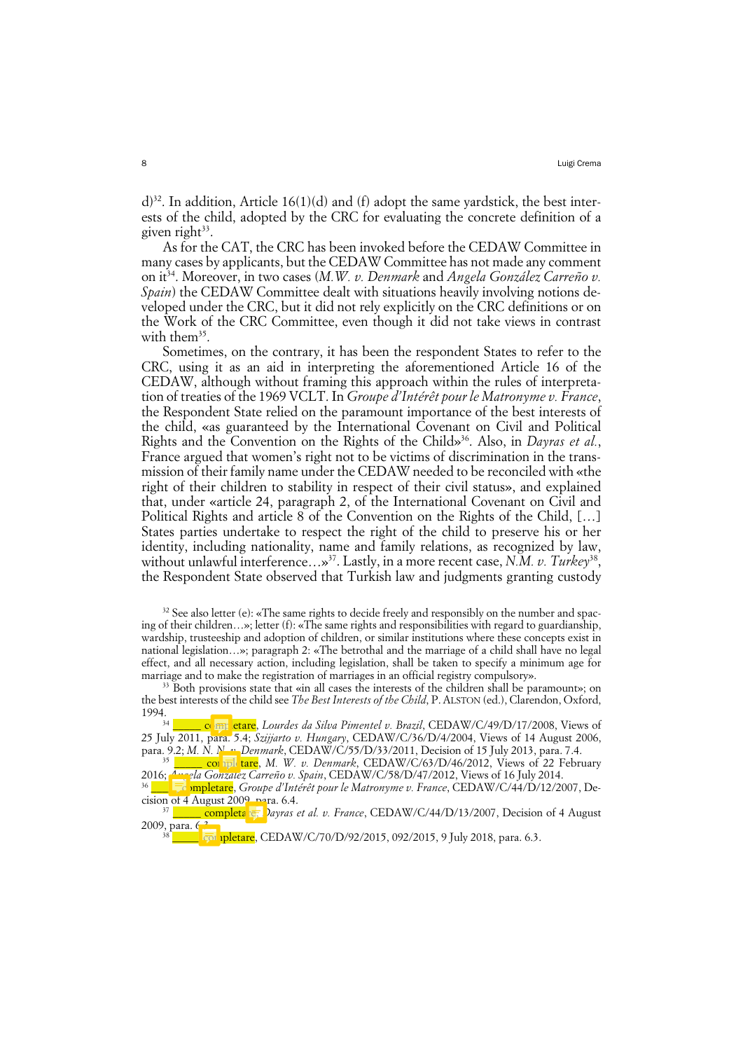d)[32]. In addition, Article 16(1)(d) and (f) adopt the same yardstick, the best interests of the child, adopted by the CRC for evaluating the concrete definition of a given right[33].

As for the CAT, the CRC has been invoked before the CEDAW Committee in many cases by applicants, but the CEDAW Committee has not made any comment on it[34]. Moreover, in two cases (*M.W. v. Denmark* and *Angela González Carreño v. Spain*) the CEDAW Committee dealt with situations heavily involving notions developed under the CRC, but it did not rely explicitly on the CRC definitions or on the Work of the CRC Committee, even though it did not take views in contrast with them[35].

Sometimes, on the contrary, it has been the respondent States to refer to the CRC, using it as an aid in interpreting the aforementioned Article 16 of the CEDAW, although without framing this approach within the rules of interpretation of treaties of the 1969 VCLT. In *Groupe d'Intérêt pour le Matronyme v. France*, the Respondent State relied on the paramount importance of the best interests of the child, «as guaranteed by the International Covenant on Civil and Political Rights and the Convention on the Rights of the Child»[36]. Also, in *Dayras et al.*, France argued that women's right not to be victims of discrimination in the transmission of their family name under the CEDAW needed to be reconciled with «the right of their children to stability in respect of their civil status», and explained that, under «article 24, paragraph 2, of the International Covenant on Civil and Political Rights and article 8 of the Convention on the Rights of the Child, […] States parties undertake to respect the right of the child to preserve his or her identity, including nationality, name and family relations, as recognized by law, without unlawful interference…»[37]. Lastly, in a more recent case, *N.M. v. Turkey*[38], the Respondent State observed that Turkish law and judgments granting custody

[32] See also letter (e): «The same rights to decide freely and responsibly on the number and spacing of their children…»; letter (f): «The same rights and responsibilities with regard to guardianship, wardship, trusteeship and adoption of children, or similar institutions where these concepts exist in national legislation…»; paragraph 2: «The betrothal and the marriage of a child shall have no legal effect, and all necessary action, including legislation, shall be taken to specify a minimum age for marriage and to make the registration of marriages in an official registry compulsory».

[33] Both provisions state that «in all cases the interests of the children shall be paramount»; on the best interests of the child see *The Best Interests of the Child*, P. ALSTON (ed.), Clarendon, Oxford, 1994.

[34] _____ completare, *Lourdes da Silva Pimentel v. Brazil*, CEDAW/C/49/D/17/2008, Views of 25 July 2011, para. 5.4; *Szijjarto v. Hungary*, CEDAW/C/36/D/4/2004, Views of 14 August 2006, para. 9.2; *M. N. N. v. Denmark*, CEDAW/C/55/D/33/2011, Decision of 15 July 2013, para. 7.4.

[35] _____ completare, *M. W. v. Denmark*, CEDAW/C/63/D/46/2012, Views of 22 February 2016; *Angela González Carreño v. Spain*, CEDAW/C/58/D/47/2012, Views of 16 July 2014.

[36] _____ completare, *Groupe d'Intérêt pour le Matronyme v. France*, CEDAW/C/44/D/12/2007, Decision of 4 August 2009, para. 6.4.

[37] _____ completare, *Dayras et al. v. France*, CEDAW/C/44/D/13/2007, Decision of 4 August 2009, para. 6.3.

[38] _____ completare, CEDAW/C/70/D/92/2015, 092/2015, 9 July 2018, para. 6.3.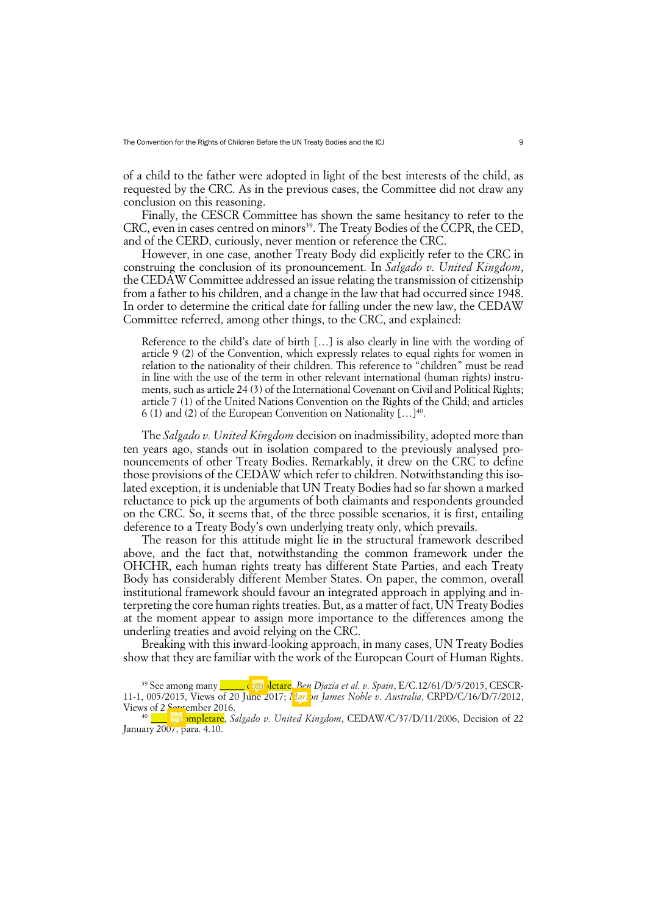of a child to the father were adopted in light of the best interests of the child, as requested by the CRC. As in the previous cases, the Committee did not draw any conclusion on this reasoning.

Finally, the CESCR Committee has shown the same hesitancy to refer to the CRC, even in cases centred on minors[39]. The Treaty Bodies of the CCPR, the CED, and of the CERD, curiously, never mention or reference the CRC.

However, in one case, another Treaty Body did explicitly refer to the CRC in construing the conclusion of its pronouncement. In *Salgado v. United Kingdom*, the CEDAW Committee addressed an issue relating the transmission of citizenship from a father to his children, and a change in the law that had occurred since 1948. In order to determine the critical date for falling under the new law, the CEDAW Committee referred, among other things, to the CRC, and explained:

> Reference to the child's date of birth […] is also clearly in line with the wording of article 9 (2) of the Convention, which expressly relates to equal rights for women in relation to the nationality of their children. This reference to "children" must be read in line with the use of the term in other relevant international (human rights) instruments, such as article 24 (3) of the International Covenant on Civil and Political Rights; article 7 (1) of the United Nations Convention on the Rights of the Child; and articles 6 (1) and (2) of the European Convention on Nationality […][40].

The *Salgado v. United Kingdom* decision on inadmissibility, adopted more than ten years ago, stands out in isolation compared to the previously analysed pronouncements of other Treaty Bodies. Remarkably, it drew on the CRC to define those provisions of the CEDAW which refer to children. Notwithstanding this isolated exception, it is undeniable that UN Treaty Bodies had so far shown a marked reluctance to pick up the arguments of both claimants and respondents grounded on the CRC. So, it seems that, of the three possible scenarios, it is first, entailing deference to a Treaty Body's own underlying treaty only, which prevails.

The reason for this attitude might lie in the structural framework described above, and the fact that, notwithstanding the common framework under the OHCHR, each human rights treaty has different State Parties, and each Treaty Body has considerably different Member States. On paper, the common, overall institutional framework should favour an integrated approach in applying and interpreting the core human rights treaties. But, as a matter of fact, UN Treaty Bodies at the moment appear to assign more importance to the differences among the underling treaties and avoid relying on the CRC.

Breaking with this inward-looking approach, in many cases, UN Treaty Bodies show that they are familiar with the work of the European Court of Human Rights.

[39] See among many _____ completare, *Ben Djazia et al. v. Spain*, E/C.12/61/D/5/2015, CESCR-11-1, 005/2015, Views of 20 June 2017; *Marlon James Noble v. Australia*, CRPD/C/16/D/7/2012, Views of 2 September 2016.

[40] _____ completare, *Salgado v. United Kingdom*, CEDAW/C/37/D/11/2006, Decision of 22 January 2007, para. 4.10.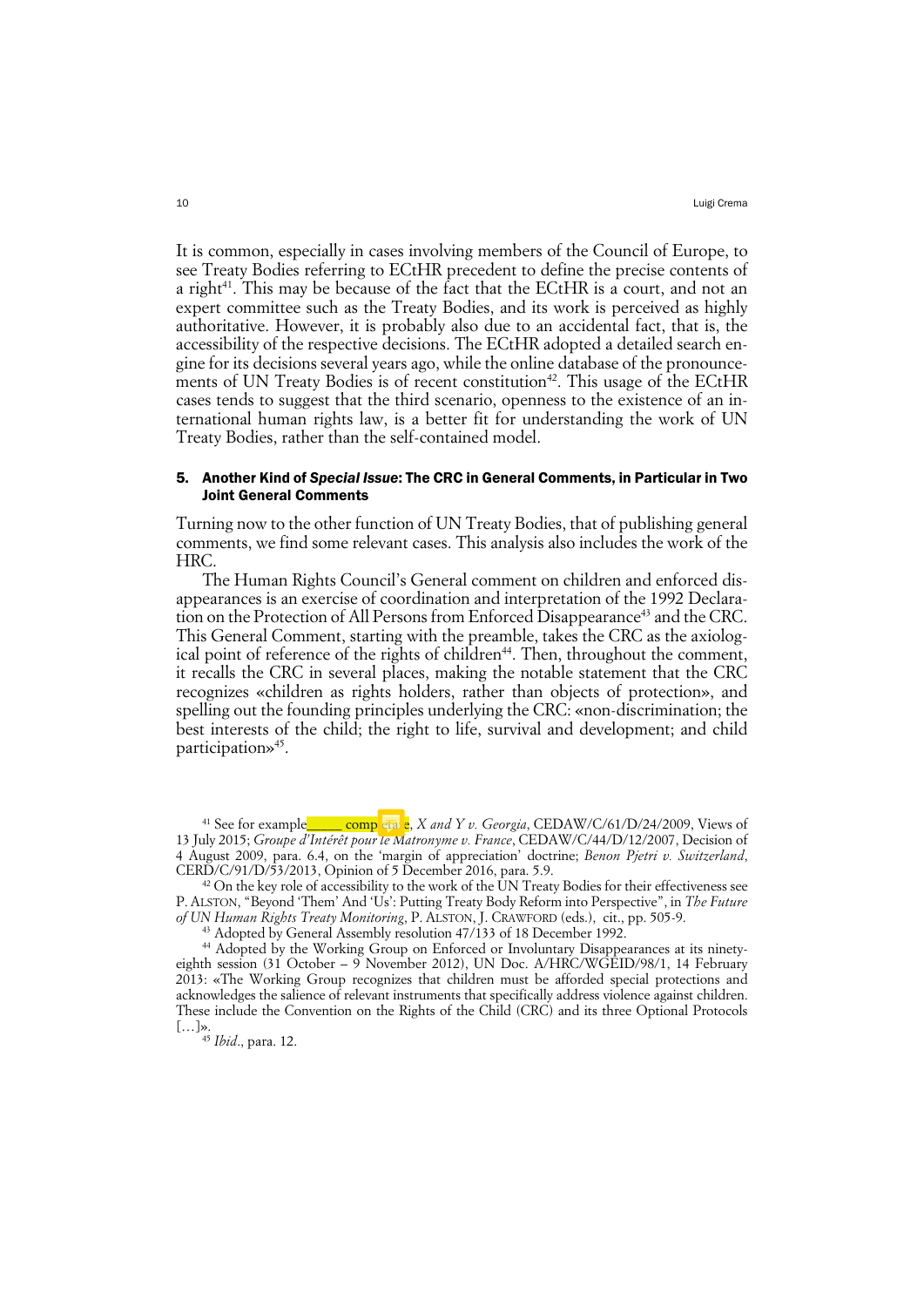It is common, especially in cases involving members of the Council of Europe, to see Treaty Bodies referring to ECtHR precedent to define the precise contents of a right[41]. This may be because of the fact that the ECtHR is a court, and not an expert committee such as the Treaty Bodies, and its work is perceived as highly authoritative. However, it is probably also due to an accidental fact, that is, the accessibility of the respective decisions. The ECtHR adopted a detailed search engine for its decisions several years ago, while the online database of the pronouncements of UN Treaty Bodies is of recent constitution[42]. This usage of the ECtHR cases tends to suggest that the third scenario, openness to the existence of an international human rights law, is a better fit for understanding the work of UN Treaty Bodies, rather than the self-contained model.

## 5. Another Kind of *Special Issue*: The CRC in General Comments, in Particular in Two Joint General Comments

Turning now to the other function of UN Treaty Bodies, that of publishing general comments, we find some relevant cases. This analysis also includes the work of the HRC.

The Human Rights Council's General comment on children and enforced disappearances is an exercise of coordination and interpretation of the 1992 Declaration on the Protection of All Persons from Enforced Disappearance[43] and the CRC. This General Comment, starting with the preamble, takes the CRC as the axiological point of reference of the rights of children[44]. Then, throughout the comment, it recalls the CRC in several places, making the notable statement that the CRC recognizes «children as rights holders, rather than objects of protection», and spelling out the founding principles underlying the CRC: «non-discrimination; the best interests of the child; the right to life, survival and development; and child participation»[45].

---

[41] See for example _____ comp eta e, *X and Y v. Georgia*, CEDAW/C/61/D/24/2009, Views of 13 July 2015; *Groupe d'Intérêt pour le Matronyme v. France*, CEDAW/C/44/D/12/2007, Decision of 4 August 2009, para. 6.4, on the 'margin of appreciation' doctrine; *Benon Pjetri v. Switzerland*, CERD/C/91/D/53/2013, Opinion of 5 December 2016, para. 5.9.

[42] On the key role of accessibility to the work of the UN Treaty Bodies for their effectiveness see P. ALSTON, "Beyond 'Them' And 'Us': Putting Treaty Body Reform into Perspective", in *The Future of UN Human Rights Treaty Monitoring*, P. ALSTON, J. CRAWFORD (eds.), cit., pp. 505-9.

[43] Adopted by General Assembly resolution 47/133 of 18 December 1992.

[44] Adopted by the Working Group on Enforced or Involuntary Disappearances at its ninety-eighth session (31 October – 9 November 2012), UN Doc. A/HRC/WGEID/98/1, 14 February 2013: «The Working Group recognizes that children must be afforded special protections and acknowledges the salience of relevant instruments that specifically address violence against children. These include the Convention on the Rights of the Child (CRC) and its three Optional Protocols [...]».

[45] *Ibid*., para. 12.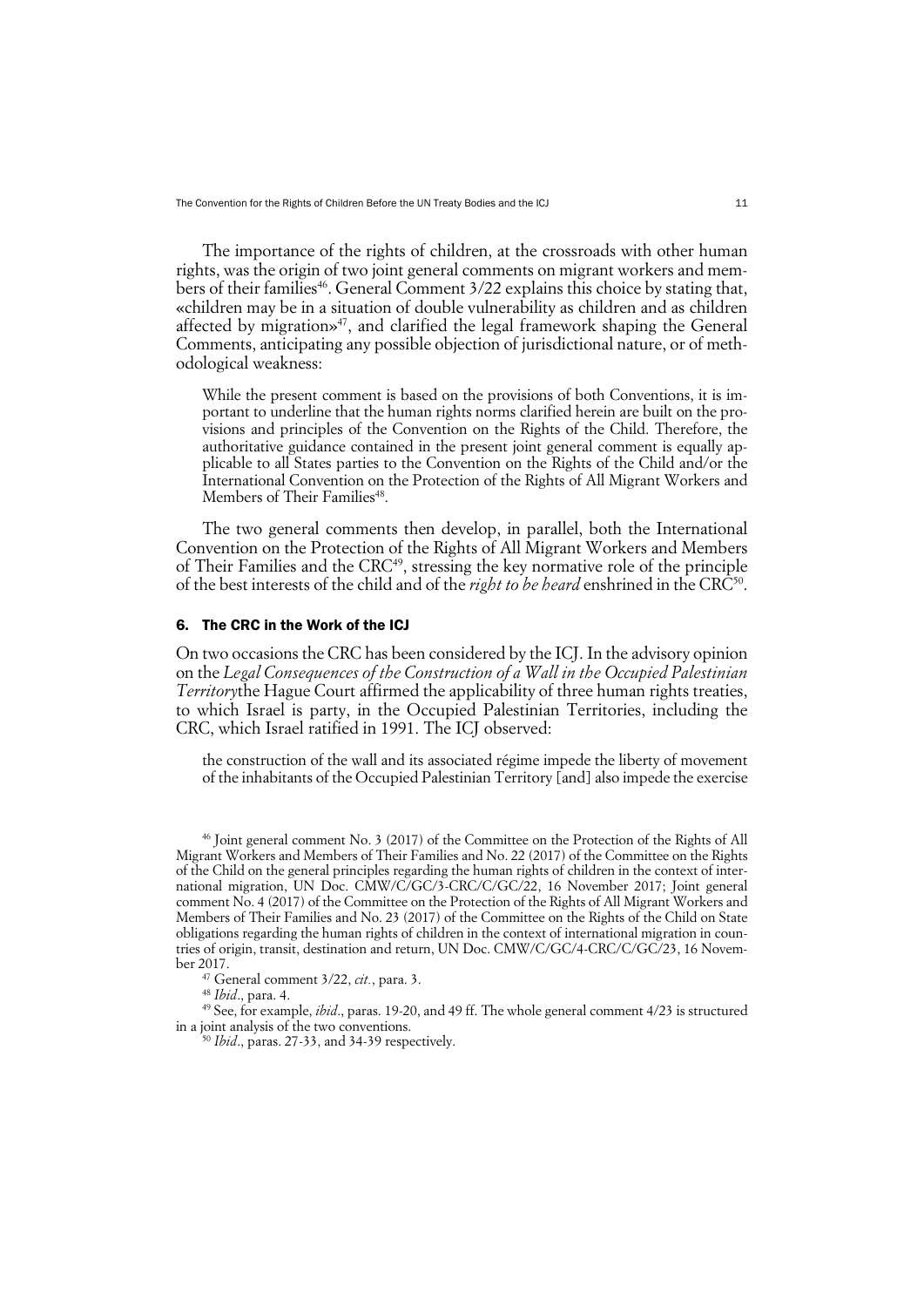The importance of the rights of children, at the crossroads with other human rights, was the origin of two joint general comments on migrant workers and members of their families[46]. General Comment 3/22 explains this choice by stating that, «children may be in a situation of double vulnerability as children and as children affected by migration»[47], and clarified the legal framework shaping the General Comments, anticipating any possible objection of jurisdictional nature, or of methodological weakness:

> While the present comment is based on the provisions of both Conventions, it is important to underline that the human rights norms clarified herein are built on the provisions and principles of the Convention on the Rights of the Child. Therefore, the authoritative guidance contained in the present joint general comment is equally applicable to all States parties to the Convention on the Rights of the Child and/or the International Convention on the Protection of the Rights of All Migrant Workers and Members of Their Families[48].

The two general comments then develop, in parallel, both the International Convention on the Protection of the Rights of All Migrant Workers and Members of Their Families and the CRC[49], stressing the key normative role of the principle of the best interests of the child and of the *right to be heard* enshrined in the CRC[50].

## 6. The CRC in the Work of the ICJ

On two occasions the CRC has been considered by the ICJ. In the advisory opinion on the *Legal Consequences of the Construction of a Wall in the Occupied Palestinian Territory*the Hague Court affirmed the applicability of three human rights treaties, to which Israel is party, in the Occupied Palestinian Territories, including the CRC, which Israel ratified in 1991. The ICJ observed:

> the construction of the wall and its associated régime impede the liberty of movement of the inhabitants of the Occupied Palestinian Territory [and] also impede the exercise

---

[46] Joint general comment No. 3 (2017) of the Committee on the Protection of the Rights of All Migrant Workers and Members of Their Families and No. 22 (2017) of the Committee on the Rights of the Child on the general principles regarding the human rights of children in the context of international migration, UN Doc. CMW/C/GC/3-CRC/C/GC/22, 16 November 2017; Joint general comment No. 4 (2017) of the Committee on the Protection of the Rights of All Migrant Workers and Members of Their Families and No. 23 (2017) of the Committee on the Rights of the Child on State obligations regarding the human rights of children in the context of international migration in countries of origin, transit, destination and return, UN Doc. CMW/C/GC/4-CRC/C/GC/23, 16 November 2017.

[47] General comment 3/22, *cit.*, para. 3.

[48] *Ibid*., para. 4.

[49] See, for example, *ibid*., paras. 19-20, and 49 ff. The whole general comment 4/23 is structured in a joint analysis of the two conventions.

[50] *Ibid*., paras. 27-33, and 34-39 respectively.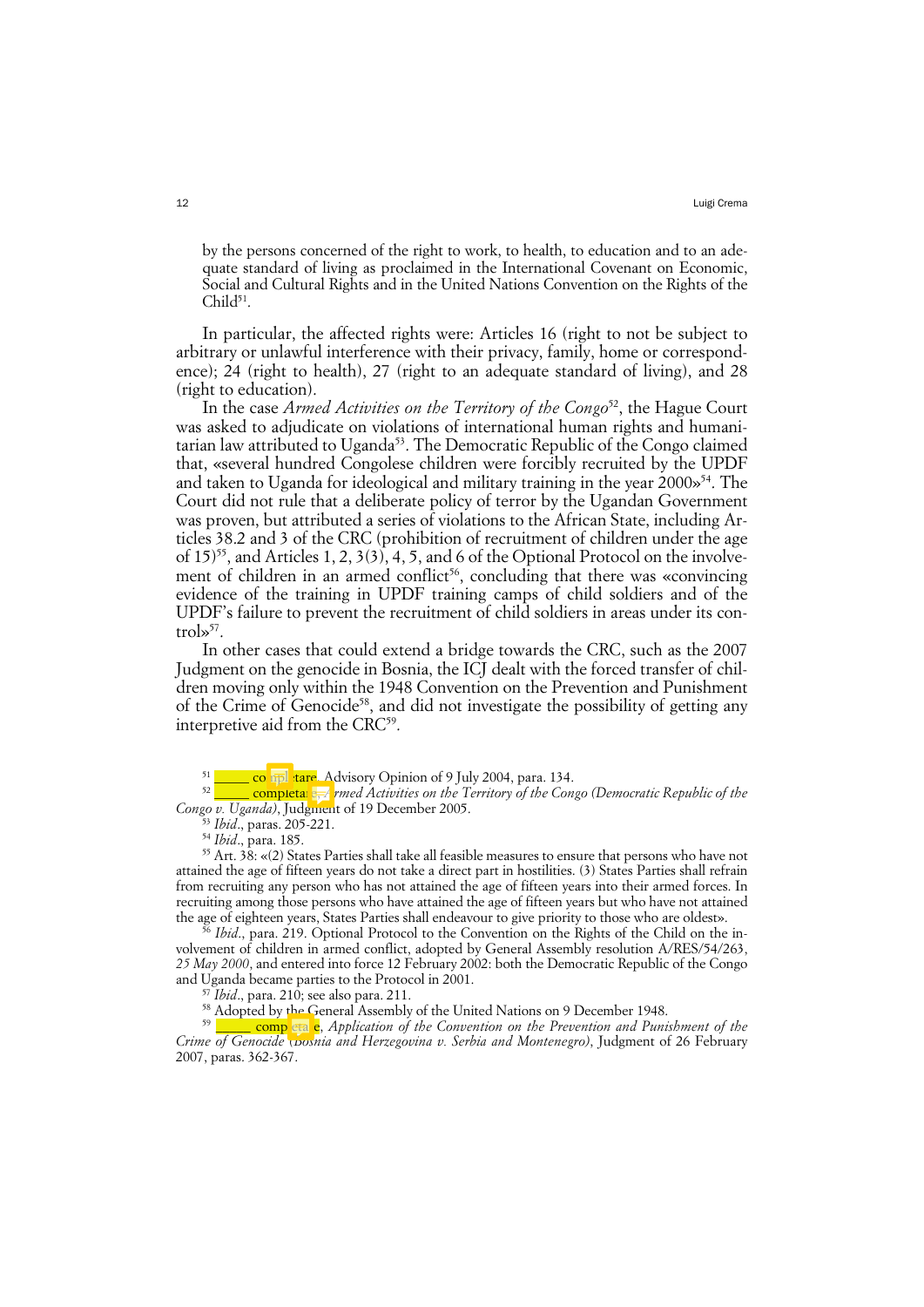by the persons concerned of the right to work, to health, to education and to an adequate standard of living as proclaimed in the International Covenant on Economic, Social and Cultural Rights and in the United Nations Convention on the Rights of the Child[51].

In particular, the affected rights were: Articles 16 (right to not be subject to arbitrary or unlawful interference with their privacy, family, home or correspondence); 24 (right to health), 27 (right to an adequate standard of living), and 28 (right to education).

In the case *Armed Activities on the Territory of the Congo*[52], the Hague Court was asked to adjudicate on violations of international human rights and humanitarian law attributed to Uganda[53]. The Democratic Republic of the Congo claimed that, «several hundred Congolese children were forcibly recruited by the UPDF and taken to Uganda for ideological and military training in the year 2000»[54]. The Court did not rule that a deliberate policy of terror by the Ugandan Government was proven, but attributed a series of violations to the African State, including Articles 38.2 and 3 of the CRC (prohibition of recruitment of children under the age of 15)[55], and Articles 1, 2, 3(3), 4, 5, and 6 of the Optional Protocol on the involvement of children in an armed conflict[56], concluding that there was «convincing evidence of the training in UPDF training camps of child soldiers and of the UPDF's failure to prevent the recruitment of child soldiers in areas under its control»[57].

In other cases that could extend a bridge towards the CRC, such as the 2007 Judgment on the genocide in Bosnia, the ICJ dealt with the forced transfer of children moving only within the 1948 Convention on the Prevention and Punishment of the Crime of Genocide[58], and did not investigate the possibility of getting any interpretive aid from the CRC[59].

[51] _____ completare. Advisory Opinion of 9 July 2004, para. 134.

[52] _____ completare, *Armed Activities on the Territory of the Congo (Democratic Republic of the Congo v. Uganda)*, Judgment of 19 December 2005.

[53] *Ibid*., paras. 205-221.

[54] *Ibid*., para. 185.

[55] Art. 38: «(2) States Parties shall take all feasible measures to ensure that persons who have not attained the age of fifteen years do not take a direct part in hostilities. (3) States Parties shall refrain from recruiting any person who has not attained the age of fifteen years into their armed forces. In recruiting among those persons who have attained the age of fifteen years but who have not attained the age of eighteen years, States Parties shall endeavour to give priority to those who are oldest».

[56] *Ibid*., para. 219. Optional Protocol to the Convention on the Rights of the Child on the involvement of children in armed conflict, adopted by General Assembly resolution A/RES/54/263, *25 May 2000*, and entered into force 12 February 2002: both the Democratic Republic of the Congo and Uganda became parties to the Protocol in 2001.

[57] *Ibid*., para. 210; see also para. 211.

[58] Adopted by the General Assembly of the United Nations on 9 December 1948.

[59] _____ completare, *Application of the Convention on the Prevention and Punishment of the Crime of Genocide (Bosnia and Herzegovina v. Serbia and Montenegro)*, Judgment of 26 February 2007, paras. 362-367.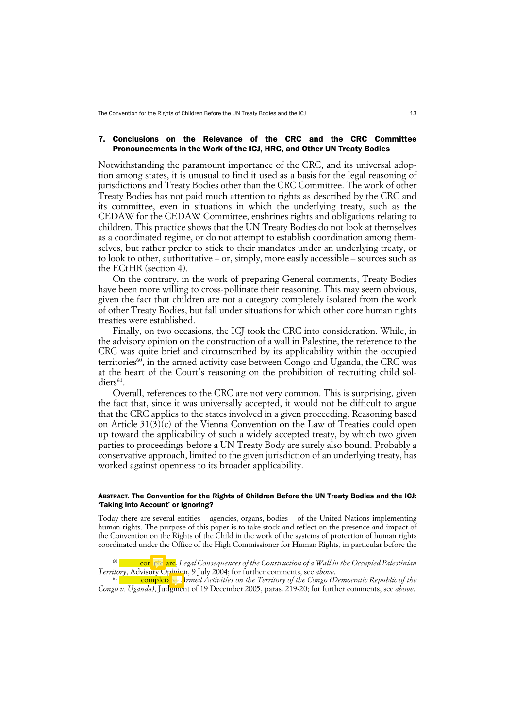## 7. Conclusions on the Relevance of the CRC and the CRC Committee Pronouncements in the Work of the ICJ, HRC, and Other UN Treaty Bodies

Notwithstanding the paramount importance of the CRC, and its universal adoption among states, it is unusual to find it used as a basis for the legal reasoning of jurisdictions and Treaty Bodies other than the CRC Committee. The work of other Treaty Bodies has not paid much attention to rights as described by the CRC and its committee, even in situations in which the underlying treaty, such as the CEDAW for the CEDAW Committee, enshrines rights and obligations relating to children. This practice shows that the UN Treaty Bodies do not look at themselves as a coordinated regime, or do not attempt to establish coordination among themselves, but rather prefer to stick to their mandates under an underlying treaty, or to look to other, authoritative – or, simply, more easily accessible – sources such as the ECtHR (section 4).

On the contrary, in the work of preparing General comments, Treaty Bodies have been more willing to cross-pollinate their reasoning. This may seem obvious, given the fact that children are not a category completely isolated from the work of other Treaty Bodies, but fall under situations for which other core human rights treaties were established.

Finally, on two occasions, the ICJ took the CRC into consideration. While, in the advisory opinion on the construction of a wall in Palestine, the reference to the CRC was quite brief and circumscribed by its applicability within the occupied territories[60], in the armed activity case between Congo and Uganda, the CRC was at the heart of the Court's reasoning on the prohibition of recruiting child soldiers[61].

Overall, references to the CRC are not very common. This is surprising, given the fact that, since it was universally accepted, it would not be difficult to argue that the CRC applies to the states involved in a given proceeding. Reasoning based on Article 31(3)(c) of the Vienna Convention on the Law of Treaties could open up toward the applicability of such a widely accepted treaty, by which two given parties to proceedings before a UN Treaty Body are surely also bound. Probably a conservative approach, limited to the given jurisdiction of an underlying treaty, has worked against openness to its broader applicability.

**Abstract. The Convention for the Rights of Children Before the UN Treaty Bodies and the ICJ: 'Taking into Account' or Ignoring?**

Today there are several entities – agencies, organs, bodies – of the United Nations implementing human rights. The purpose of this paper is to take stock and reflect on the presence and impact of the Convention on the Rights of the Child in the work of the systems of protection of human rights coordinated under the Office of the High Commissioner for Human Rights, in particular before the

[60] _____ con ple are, *Legal Consequences of the Construction of a Wall in the Occupied Palestinian Territory*, Advisory Opinion, 9 July 2004; for further comments, see *above*.

[61] _____ completa re. *Armed Activities on the Territory of the Congo (Democratic Republic of the Congo v. Uganda)*, Judgment of 19 December 2005, paras. 219-20; for further comments, see *above*.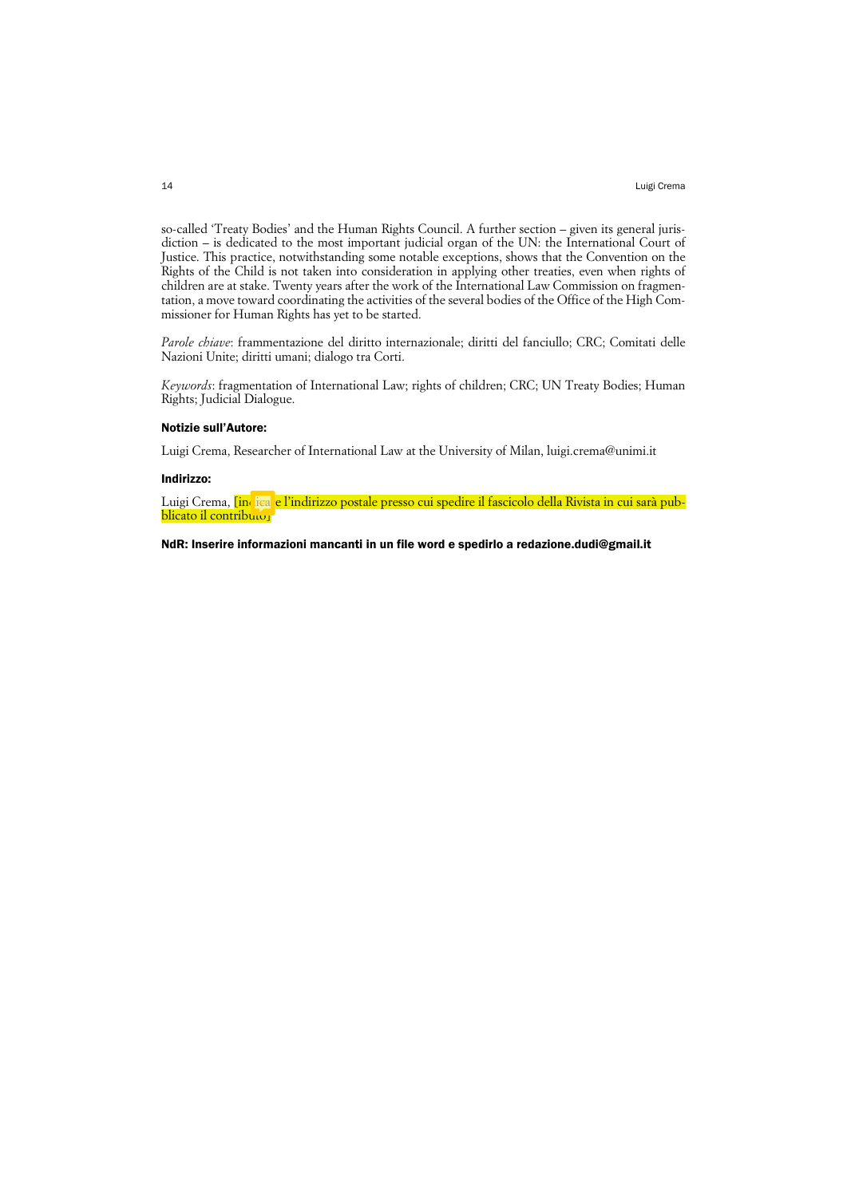so-called 'Treaty Bodies' and the Human Rights Council. A further section – given its general jurisdiction – is dedicated to the most important judicial organ of the UN: the International Court of Justice. This practice, notwithstanding some notable exceptions, shows that the Convention on the Rights of the Child is not taken into consideration in applying other treaties, even when rights of children are at stake. Twenty years after the work of the International Law Commission on fragmentation, a move toward coordinating the activities of the several bodies of the Office of the High Commissioner for Human Rights has yet to be started.

*Parole chiave*: frammentazione del diritto internazionale; diritti del fanciullo; CRC; Comitati delle Nazioni Unite; diritti umani; dialogo tra Corti.

*Keywords*: fragmentation of International Law; rights of children; CRC; UN Treaty Bodies; Human Rights; Judicial Dialogue.

**Notizie sull'Autore:**

Luigi Crema, Researcher of International Law at the University of Milan, luigi.crema@unimi.it

**Indirizzo:**

Luigi Crema, [indicare l'indirizzo postale presso cui spedire il fascicolo della Rivista in cui sarà pubblicato il contributo]

**NdR: Inserire informazioni mancanti in un file word e spedirlo a redazione.dudi@gmail.it**